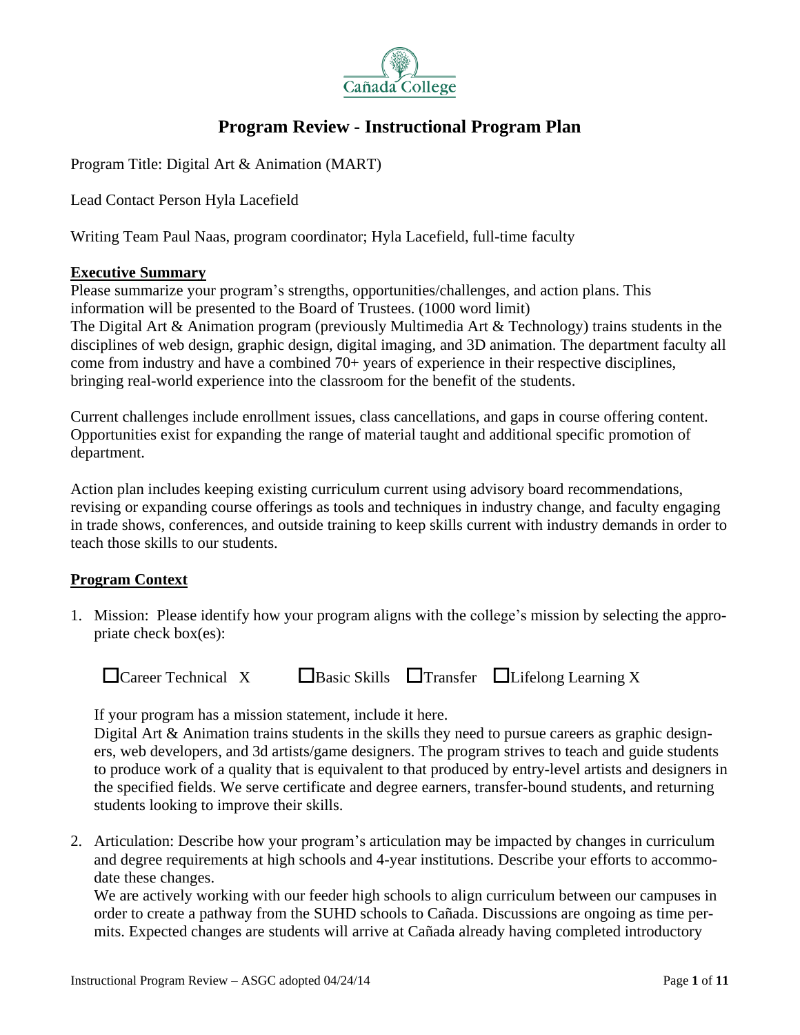# Program Review - Instructional Program Plan

Program Title: Digital Art & Animation (MART)

Lead Contact Person Hyla Lacefield

Writing Team Paul Naas, program coordinator; Hyla Lacefield, full-time faculty

**Executive Summary**

Please summarize your program's strengths, opportunities/challenges, and action plans. This information will be presented to the Board of Trustees. (1000 word limit)

The Digital Art & Animation program (previously Multimedia Art & Technology) trains students in the disciplines of web design, graphic design, digital imaging, and 3D animation. The department faculty all come from industry and have a combined 70+ years of experience in their respective disciplines, bringing real-world experience into the classroom for the benefit of the students.

Current challenges include enrollment issues, class cancellations, and gaps in course offering content. Opportunities exist for expanding the range of material taught and additional specific promotion of department.

Action plan includes keeping existing curriculum current using advisory board recommendations, revising or expanding course offerings as tools and techniques in industry change, and faculty engaging in trade shows, conferences, and outside training to keep skills current with industry demands in order to teach those skills to our students.

**Program Context**

1. Mission: Please identify how your program aligns with the college's mission by selecting the appropriate check box(es):

   ☐Career Technical X ☐Basic Skills ☐Transfer ☐Lifelong Learning X

   If your program has a mission statement, include it here.

   Digital Art & Animation trains students in the skills they need to pursue careers as graphic designers, web developers, and 3d artists/game designers. The program strives to teach and guide students to produce work of a quality that is equivalent to that produced by entry-level artists and designers in the specified fields. We serve certificate and degree earners, transfer-bound students, and returning students looking to improve their skills.

2. Articulation: Describe how your program's articulation may be impacted by changes in curriculum and degree requirements at high schools and 4-year institutions. Describe your efforts to accommodate these changes.

   We are actively working with our feeder high schools to align curriculum between our campuses in order to create a pathway from the SUHD schools to Cañada. Discussions are ongoing as time permits. Expected changes are students will arrive at Cañada already having completed introductory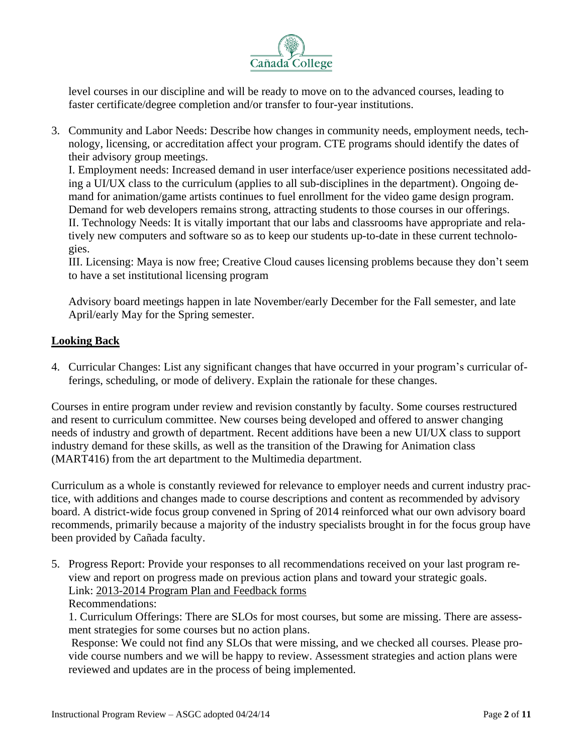level courses in our discipline and will be ready to move on to the advanced courses, leading to faster certificate/degree completion and/or transfer to four-year institutions.

3. Community and Labor Needs: Describe how changes in community needs, employment needs, technology, licensing, or accreditation affect your program. CTE programs should identify the dates of their advisory group meetings.
   I. Employment needs: Increased demand in user interface/user experience positions necessitated adding a UI/UX class to the curriculum (applies to all sub-disciplines in the department). Ongoing demand for animation/game artists continues to fuel enrollment for the video game design program. Demand for web developers remains strong, attracting students to those courses in our offerings.
   II. Technology Needs: It is vitally important that our labs and classrooms have appropriate and relatively new computers and software so as to keep our students up-to-date in these current technologies.
   III. Licensing: Maya is now free; Creative Cloud causes licensing problems because they don't seem to have a set institutional licensing program

   Advisory board meetings happen in late November/early December for the Fall semester, and late April/early May for the Spring semester.

## Looking Back

4. Curricular Changes: List any significant changes that have occurred in your program's curricular offerings, scheduling, or mode of delivery. Explain the rationale for these changes.

Courses in entire program under review and revision constantly by faculty. Some courses restructured and resent to curriculum committee. New courses being developed and offered to answer changing needs of industry and growth of department. Recent additions have been a new UI/UX class to support industry demand for these skills, as well as the transition of the Drawing for Animation class (MART416) from the art department to the Multimedia department.

Curriculum as a whole is constantly reviewed for relevance to employer needs and current industry practice, with additions and changes made to course descriptions and content as recommended by advisory board. A district-wide focus group convened in Spring of 2014 reinforced what our own advisory board recommends, primarily because a majority of the industry specialists brought in for the focus group have been provided by Cañada faculty.

5. Progress Report: Provide your responses to all recommendations received on your last program review and report on progress made on previous action plans and toward your strategic goals.
   Link: 2013-2014 Program Plan and Feedback forms
   Recommendations:
   1. Curriculum Offerings: There are SLOs for most courses, but some are missing. There are assessment strategies for some courses but no action plans.
   Response: We could not find any SLOs that were missing, and we checked all courses. Please provide course numbers and we will be happy to review. Assessment strategies and action plans were reviewed and updates are in the process of being implemented.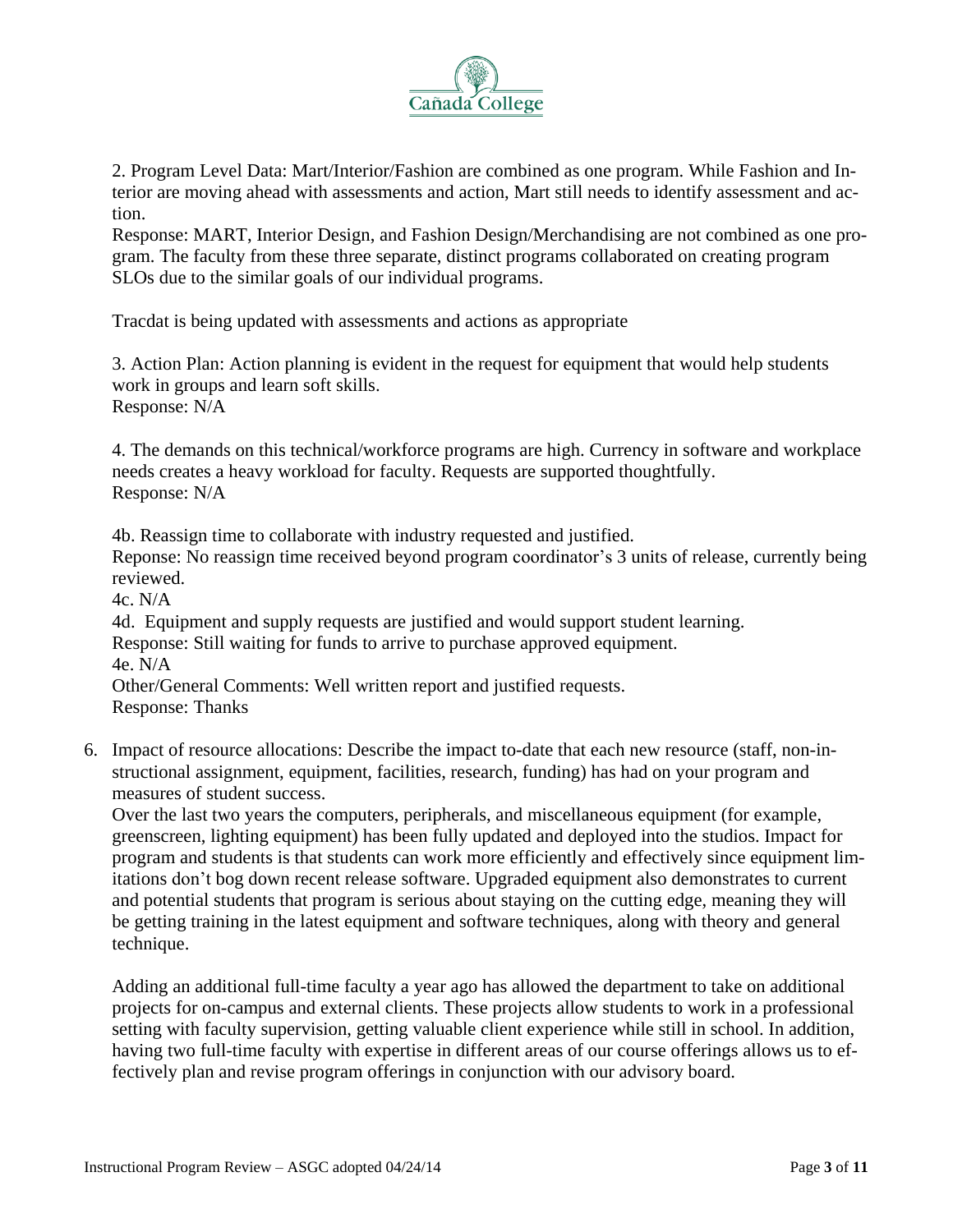2. Program Level Data: Mart/Interior/Fashion are combined as one program. While Fashion and Interior are moving ahead with assessments and action, Mart still needs to identify assessment and action.
Response: MART, Interior Design, and Fashion Design/Merchandising are not combined as one program. The faculty from these three separate, distinct programs collaborated on creating program SLOs due to the similar goals of our individual programs.

Tracdat is being updated with assessments and actions as appropriate

3. Action Plan: Action planning is evident in the request for equipment that would help students work in groups and learn soft skills.
Response: N/A

4. The demands on this technical/workforce programs are high. Currency in software and workplace needs creates a heavy workload for faculty. Requests are supported thoughtfully.
Response: N/A

4b. Reassign time to collaborate with industry requested and justified.
Reponse: No reassign time received beyond program coordinator's 3 units of release, currently being reviewed.
4c. N/A
4d. Equipment and supply requests are justified and would support student learning.
Response: Still waiting for funds to arrive to purchase approved equipment.
4e. N/A
Other/General Comments: Well written report and justified requests.
Response: Thanks

6. Impact of resource allocations: Describe the impact to-date that each new resource (staff, non-instructional assignment, equipment, facilities, research, funding) has had on your program and measures of student success.
   Over the last two years the computers, peripherals, and miscellaneous equipment (for example, greenscreen, lighting equipment) has been fully updated and deployed into the studios. Impact for program and students is that students can work more efficiently and effectively since equipment limitations don't bog down recent release software. Upgraded equipment also demonstrates to current and potential students that program is serious about staying on the cutting edge, meaning they will be getting training in the latest equipment and software techniques, along with theory and general technique.

   Adding an additional full-time faculty a year ago has allowed the department to take on additional projects for on-campus and external clients. These projects allow students to work in a professional setting with faculty supervision, getting valuable client experience while still in school. In addition, having two full-time faculty with expertise in different areas of our course offerings allows us to effectively plan and revise program offerings in conjunction with our advisory board.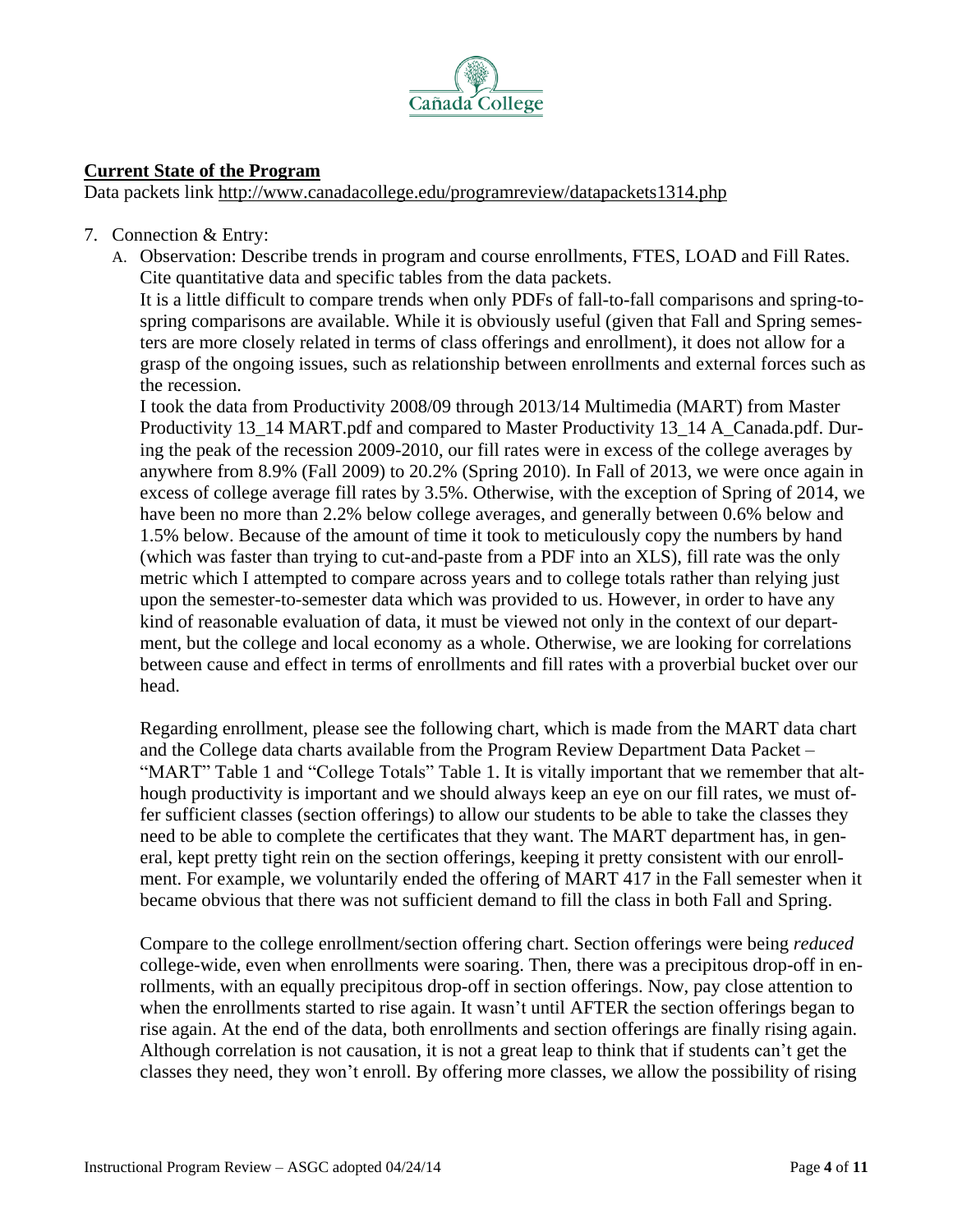## Current State of the Program

Data packets link http://www.canadacollege.edu/programreview/datapackets1314.php

7. Connection & Entry:
   A. Observation: Describe trends in program and course enrollments, FTES, LOAD and Fill Rates. Cite quantitative data and specific tables from the data packets.

      It is a little difficult to compare trends when only PDFs of fall-to-fall comparisons and spring-to-spring comparisons are available. While it is obviously useful (given that Fall and Spring semesters are more closely related in terms of class offerings and enrollment), it does not allow for a grasp of the ongoing issues, such as relationship between enrollments and external forces such as the recession.

      I took the data from Productivity 2008/09 through 2013/14 Multimedia (MART) from Master Productivity 13_14 MART.pdf and compared to Master Productivity 13_14 A_Canada.pdf. During the peak of the recession 2009-2010, our fill rates were in excess of the college averages by anywhere from 8.9% (Fall 2009) to 20.2% (Spring 2010). In Fall of 2013, we were once again in excess of college average fill rates by 3.5%. Otherwise, with the exception of Spring of 2014, we have been no more than 2.2% below college averages, and generally between 0.6% below and 1.5% below. Because of the amount of time it took to meticulously copy the numbers by hand (which was faster than trying to cut-and-paste from a PDF into an XLS), fill rate was the only metric which I attempted to compare across years and to college totals rather than relying just upon the semester-to-semester data which was provided to us. However, in order to have any kind of reasonable evaluation of data, it must be viewed not only in the context of our department, but the college and local economy as a whole. Otherwise, we are looking for correlations between cause and effect in terms of enrollments and fill rates with a proverbial bucket over our head.

      Regarding enrollment, please see the following chart, which is made from the MART data chart and the College data charts available from the Program Review Department Data Packet – "MART" Table 1 and "College Totals" Table 1. It is vitally important that we remember that although productivity is important and we should always keep an eye on our fill rates, we must offer sufficient classes (section offerings) to allow our students to be able to take the classes they need to be able to complete the certificates that they want. The MART department has, in general, kept pretty tight rein on the section offerings, keeping it pretty consistent with our enrollment. For example, we voluntarily ended the offering of MART 417 in the Fall semester when it became obvious that there was not sufficient demand to fill the class in both Fall and Spring.

      Compare to the college enrollment/section offering chart. Section offerings were being *reduced* college-wide, even when enrollments were soaring. Then, there was a precipitous drop-off in enrollments, with an equally precipitous drop-off in section offerings. Now, pay close attention to when the enrollments started to rise again. It wasn't until AFTER the section offerings began to rise again. At the end of the data, both enrollments and section offerings are finally rising again. Although correlation is not causation, it is not a great leap to think that if students can't get the classes they need, they won't enroll. By offering more classes, we allow the possibility of rising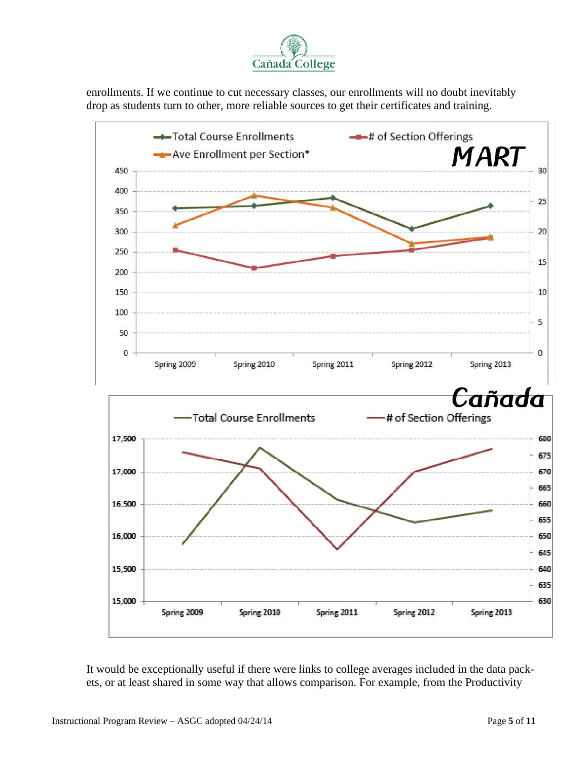enrollments. If we continue to cut necessary classes, our enrollments will no doubt inevitably drop as students turn to other, more reliable sources to get their certificates and training.

It would be exceptionally useful if there were links to college averages included in the data packets, or at least shared in some way that allows comparison. For example, from the Productivity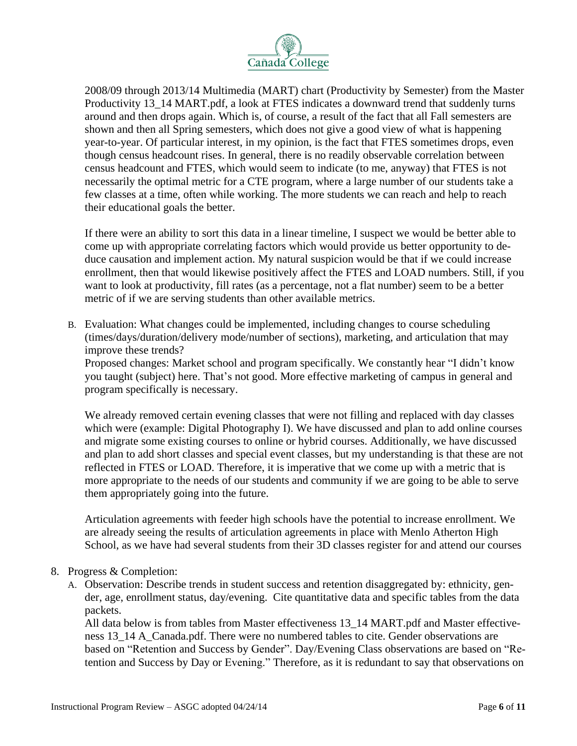2008/09 through 2013/14 Multimedia (MART) chart (Productivity by Semester) from the Master Productivity 13_14 MART.pdf, a look at FTES indicates a downward trend that suddenly turns around and then drops again. Which is, of course, a result of the fact that all Fall semesters are shown and then all Spring semesters, which does not give a good view of what is happening year-to-year. Of particular interest, in my opinion, is the fact that FTES sometimes drops, even though census headcount rises. In general, there is no readily observable correlation between census headcount and FTES, which would seem to indicate (to me, anyway) that FTES is not necessarily the optimal metric for a CTE program, where a large number of our students take a few classes at a time, often while working. The more students we can reach and help to reach their educational goals the better.

If there were an ability to sort this data in a linear timeline, I suspect we would be better able to come up with appropriate correlating factors which would provide us better opportunity to deduce causation and implement action. My natural suspicion would be that if we could increase enrollment, then that would likewise positively affect the FTES and LOAD numbers. Still, if you want to look at productivity, fill rates (as a percentage, not a flat number) seem to be a better metric of if we are serving students than other available metrics.

B. Evaluation: What changes could be implemented, including changes to course scheduling (times/days/duration/delivery mode/number of sections), marketing, and articulation that may improve these trends?
   Proposed changes: Market school and program specifically. We constantly hear "I didn't know you taught (subject) here. That's not good. More effective marketing of campus in general and program specifically is necessary.

   We already removed certain evening classes that were not filling and replaced with day classes which were (example: Digital Photography I). We have discussed and plan to add online courses and migrate some existing courses to online or hybrid courses. Additionally, we have discussed and plan to add short classes and special event classes, but my understanding is that these are not reflected in FTES or LOAD. Therefore, it is imperative that we come up with a metric that is more appropriate to the needs of our students and community if we are going to be able to serve them appropriately going into the future.

   Articulation agreements with feeder high schools have the potential to increase enrollment. We are already seeing the results of articulation agreements in place with Menlo Atherton High School, as we have had several students from their 3D classes register for and attend our courses

8. Progress & Completion:
   A. Observation: Describe trends in student success and retention disaggregated by: ethnicity, gender, age, enrollment status, day/evening. Cite quantitative data and specific tables from the data packets.
      All data below is from tables from Master effectiveness 13_14 MART.pdf and Master effectiveness 13_14 A_Canada.pdf. There were no numbered tables to cite. Gender observations are based on "Retention and Success by Gender". Day/Evening Class observations are based on "Retention and Success by Day or Evening." Therefore, as it is redundant to say that observations on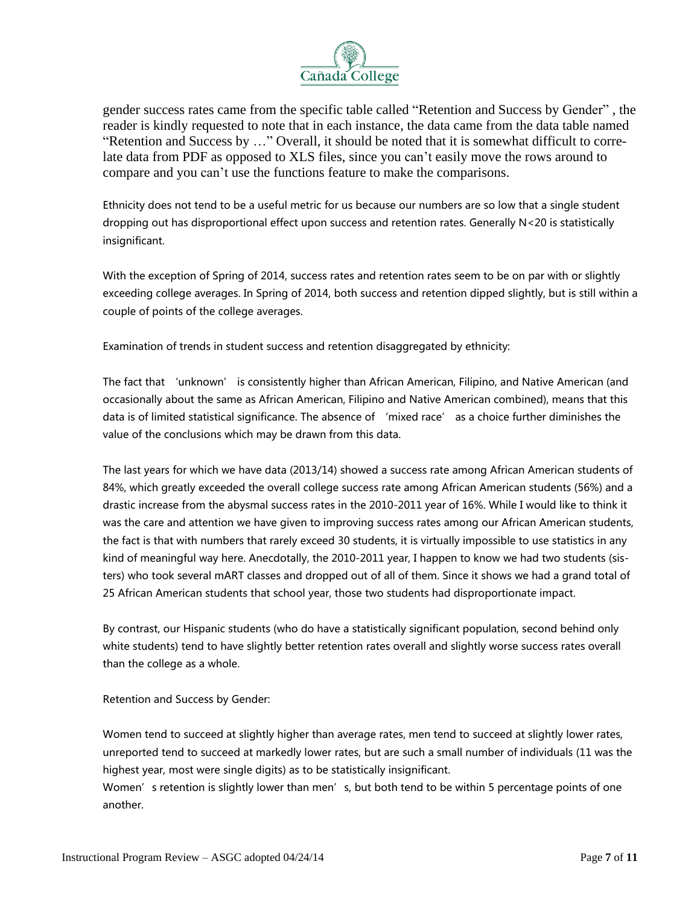gender success rates came from the specific table called “Retention and Success by Gender” , the reader is kindly requested to note that in each instance, the data came from the data table named “Retention and Success by …” Overall, it should be noted that it is somewhat difficult to correlate data from PDF as opposed to XLS files, since you can’t easily move the rows around to compare and you can’t use the functions feature to make the comparisons.

Ethnicity does not tend to be a useful metric for us because our numbers are so low that a single student dropping out has disproportional effect upon success and retention rates. Generally N<20 is statistically insignificant.

With the exception of Spring of 2014, success rates and retention rates seem to be on par with or slightly exceeding college averages. In Spring of 2014, both success and retention dipped slightly, but is still within a couple of points of the college averages.

Examination of trends in student success and retention disaggregated by ethnicity:

The fact that 'unknown' is consistently higher than African American, Filipino, and Native American (and occasionally about the same as African American, Filipino and Native American combined), means that this data is of limited statistical significance. The absence of 'mixed race' as a choice further diminishes the value of the conclusions which may be drawn from this data.

The last years for which we have data (2013/14) showed a success rate among African American students of 84%, which greatly exceeded the overall college success rate among African American students (56%) and a drastic increase from the abysmal success rates in the 2010-2011 year of 16%. While I would like to think it was the care and attention we have given to improving success rates among our African American students, the fact is that with numbers that rarely exceed 30 students, it is virtually impossible to use statistics in any kind of meaningful way here. Anecdotally, the 2010-2011 year, I happen to know we had two students (sisters) who took several mART classes and dropped out of all of them. Since it shows we had a grand total of 25 African American students that school year, those two students had disproportionate impact.

By contrast, our Hispanic students (who do have a statistically significant population, second behind only white students) tend to have slightly better retention rates overall and slightly worse success rates overall than the college as a whole.

Retention and Success by Gender:

Women tend to succeed at slightly higher than average rates, men tend to succeed at slightly lower rates, unreported tend to succeed at markedly lower rates, but are such a small number of individuals (11 was the highest year, most were single digits) as to be statistically insignificant.
Women's retention is slightly lower than men's, but both tend to be within 5 percentage points of one another.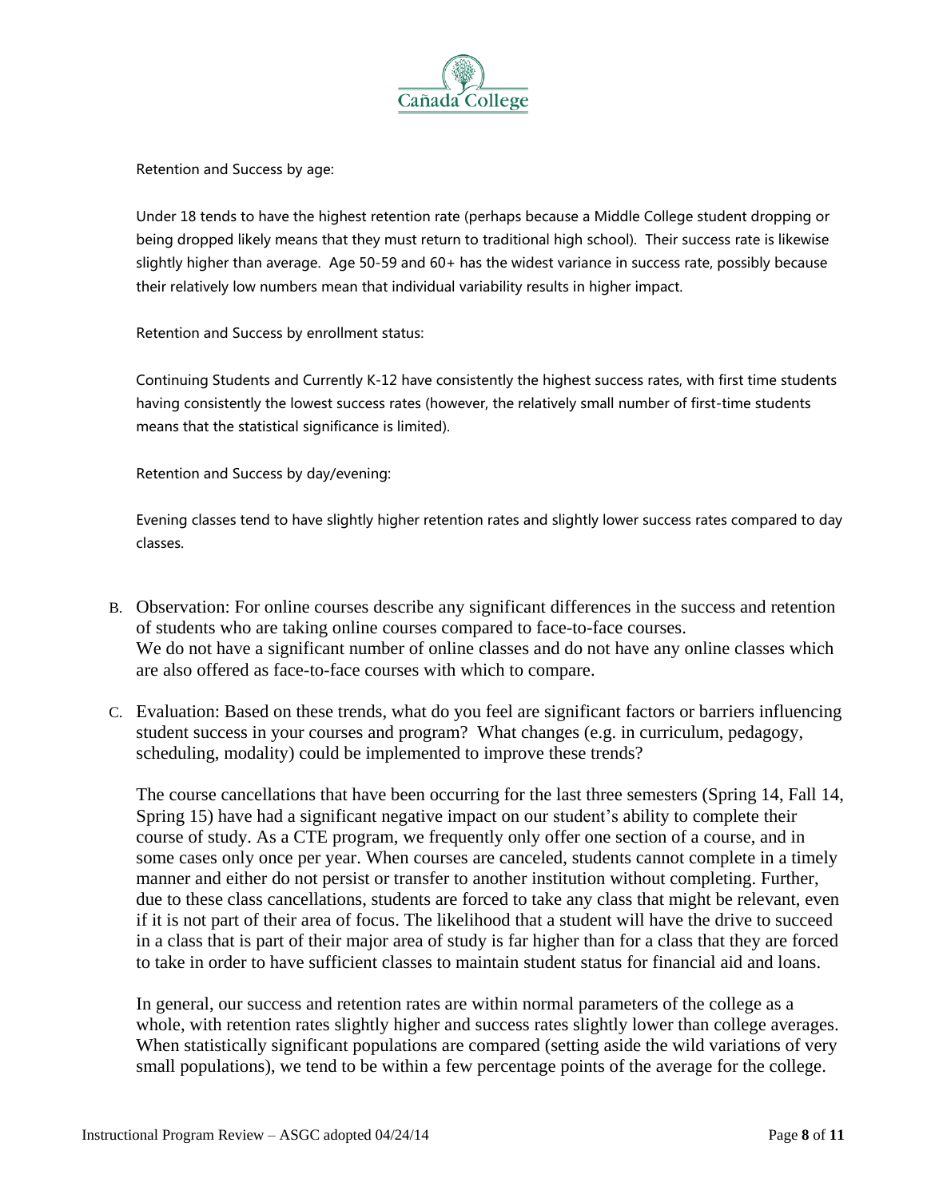Retention and Success by age:

Under 18 tends to have the highest retention rate (perhaps because a Middle College student dropping or being dropped likely means that they must return to traditional high school). Their success rate is likewise slightly higher than average. Age 50-59 and 60+ has the widest variance in success rate, possibly because their relatively low numbers mean that individual variability results in higher impact.

Retention and Success by enrollment status:

Continuing Students and Currently K-12 have consistently the highest success rates, with first time students having consistently the lowest success rates (however, the relatively small number of first-time students means that the statistical significance is limited).

Retention and Success by day/evening:

Evening classes tend to have slightly higher retention rates and slightly lower success rates compared to day classes.

B. Observation: For online courses describe any significant differences in the success and retention of students who are taking online courses compared to face-to-face courses.
We do not have a significant number of online classes and do not have any online classes which are also offered as face-to-face courses with which to compare.

C. Evaluation: Based on these trends, what do you feel are significant factors or barriers influencing student success in your courses and program? What changes (e.g. in curriculum, pedagogy, scheduling, modality) could be implemented to improve these trends?

The course cancellations that have been occurring for the last three semesters (Spring 14, Fall 14, Spring 15) have had a significant negative impact on our student's ability to complete their course of study. As a CTE program, we frequently only offer one section of a course, and in some cases only once per year. When courses are canceled, students cannot complete in a timely manner and either do not persist or transfer to another institution without completing. Further, due to these class cancellations, students are forced to take any class that might be relevant, even if it is not part of their area of focus. The likelihood that a student will have the drive to succeed in a class that is part of their major area of study is far higher than for a class that they are forced to take in order to have sufficient classes to maintain student status for financial aid and loans.

In general, our success and retention rates are within normal parameters of the college as a whole, with retention rates slightly higher and success rates slightly lower than college averages. When statistically significant populations are compared (setting aside the wild variations of very small populations), we tend to be within a few percentage points of the average for the college.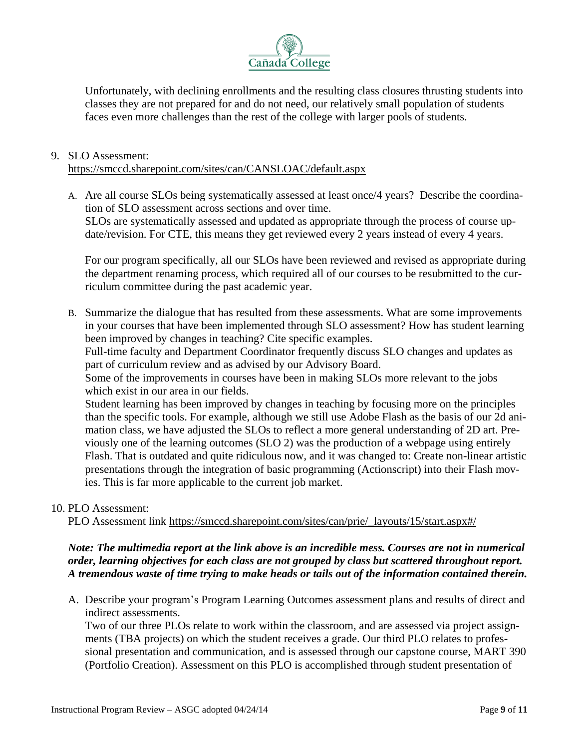Unfortunately, with declining enrollments and the resulting class closures thrusting students into classes they are not prepared for and do not need, our relatively small population of students faces even more challenges than the rest of the college with larger pools of students.

9. SLO Assessment:
https://smccd.sharepoint.com/sites/can/CANSLOAC/default.aspx

   A. Are all course SLOs being systematically assessed at least once/4 years? Describe the coordination of SLO assessment across sections and over time.
   SLOs are systematically assessed and updated as appropriate through the process of course update/revision. For CTE, this means they get reviewed every 2 years instead of every 4 years.

   For our program specifically, all our SLOs have been reviewed and revised as appropriate during the department renaming process, which required all of our courses to be resubmitted to the curriculum committee during the past academic year.

   B. Summarize the dialogue that has resulted from these assessments. What are some improvements in your courses that have been implemented through SLO assessment? How has student learning been improved by changes in teaching? Cite specific examples.
   Full-time faculty and Department Coordinator frequently discuss SLO changes and updates as part of curriculum review and as advised by our Advisory Board.
   Some of the improvements in courses have been in making SLOs more relevant to the jobs which exist in our area in our fields.
   Student learning has been improved by changes in teaching by focusing more on the principles than the specific tools. For example, although we still use Adobe Flash as the basis of our 2d animation class, we have adjusted the SLOs to reflect a more general understanding of 2D art. Previously one of the learning outcomes (SLO 2) was the production of a webpage using entirely Flash. That is outdated and quite ridiculous now, and it was changed to: Create non-linear artistic presentations through the integration of basic programming (Actionscript) into their Flash movies. This is far more applicable to the current job market.

10. PLO Assessment:
PLO Assessment link https://smccd.sharepoint.com/sites/can/prie/_layouts/15/start.aspx#/

***Note: The multimedia report at the link above is an incredible mess. Courses are not in numerical order, learning objectives for each class are not grouped by class but scattered throughout report. A tremendous waste of time trying to make heads or tails out of the information contained therein.***

   A. Describe your program's Program Learning Outcomes assessment plans and results of direct and indirect assessments.
   Two of our three PLOs relate to work within the classroom, and are assessed via project assignments (TBA projects) on which the student receives a grade. Our third PLO relates to professional presentation and communication, and is assessed through our capstone course, MART 390 (Portfolio Creation). Assessment on this PLO is accomplished through student presentation of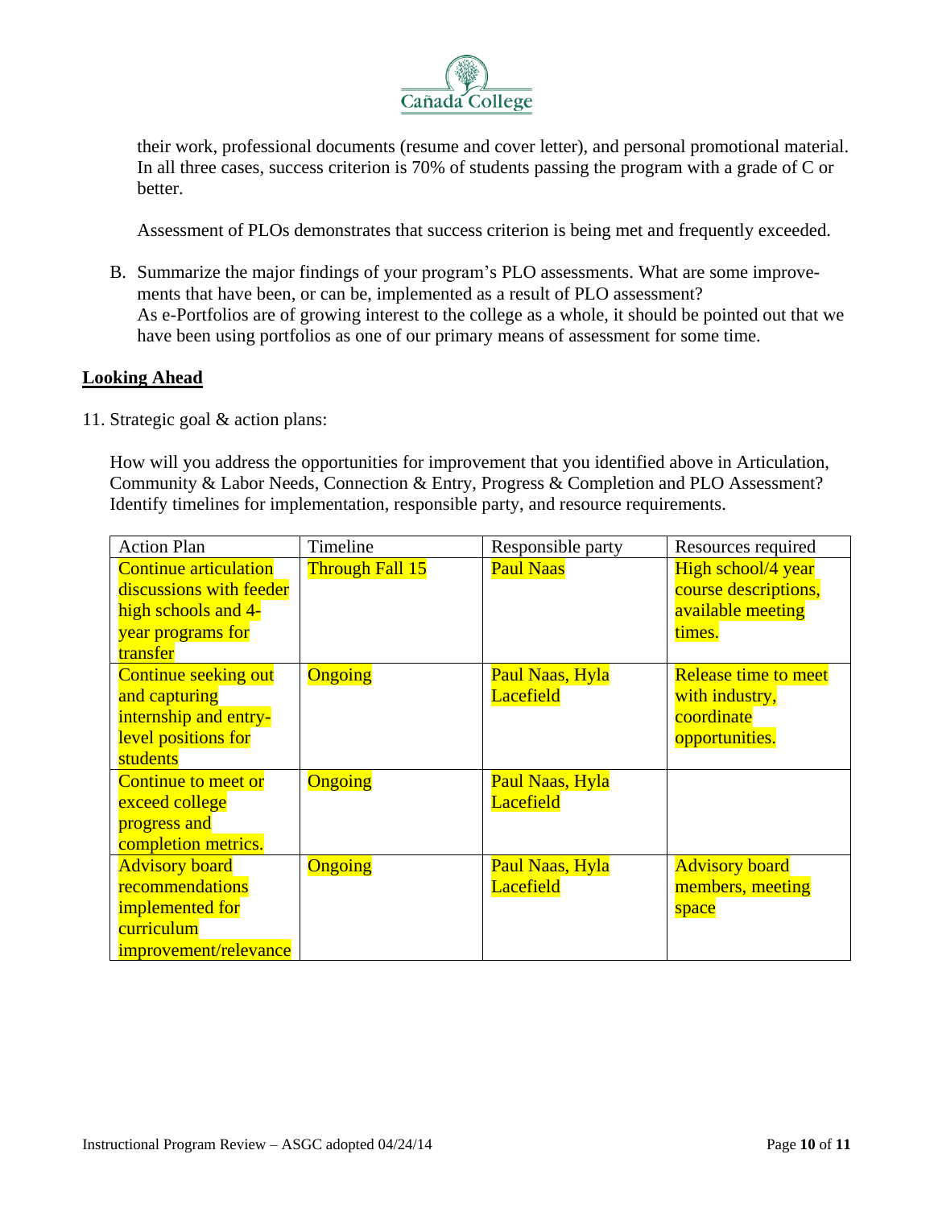their work, professional documents (resume and cover letter), and personal promotional material. In all three cases, success criterion is 70% of students passing the program with a grade of C or better.

Assessment of PLOs demonstrates that success criterion is being met and frequently exceeded.

B. Summarize the major findings of your program's PLO assessments. What are some improvements that have been, or can be, implemented as a result of PLO assessment?
As e-Portfolios are of growing interest to the college as a whole, it should be pointed out that we have been using portfolios as one of our primary means of assessment for some time.

## Looking Ahead

11. Strategic goal & action plans:

How will you address the opportunities for improvement that you identified above in Articulation, Community & Labor Needs, Connection & Entry, Progress & Completion and PLO Assessment? Identify timelines for implementation, responsible party, and resource requirements.

| Action Plan | Timeline | Responsible party | Resources required |
|---|---|---|---|
| Continue articulation discussions with feeder high schools and 4-year programs for transfer | Through Fall 15 | Paul Naas | High school/4 year course descriptions, available meeting times. |
| Continue seeking out and capturing internship and entry-level positions for students | Ongoing | Paul Naas, Hyla Lacefield | Release time to meet with industry, coordinate opportunities. |
| Continue to meet or exceed college progress and completion metrics. | Ongoing | Paul Naas, Hyla Lacefield | |
| Advisory board recommendations implemented for curriculum improvement/relevance | Ongoing | Paul Naas, Hyla Lacefield | Advisory board members, meeting space |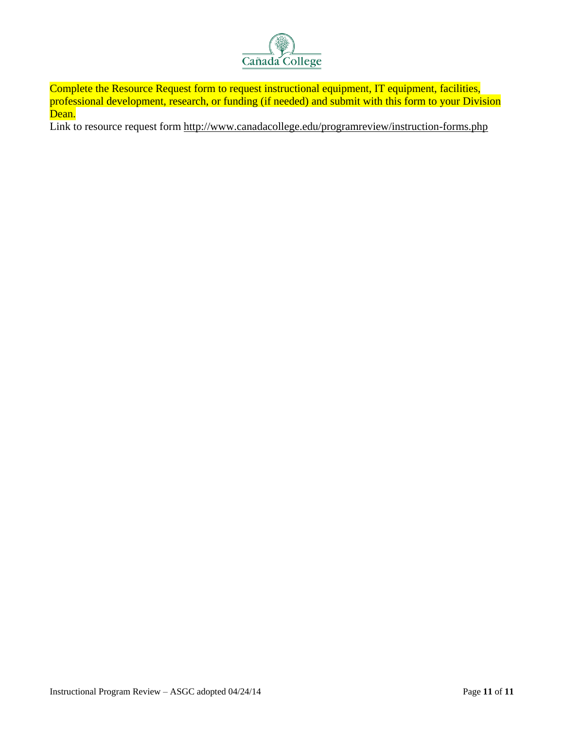Complete the Resource Request form to request instructional equipment, IT equipment, facilities, professional development, research, or funding (if needed) and submit with this form to your Division Dean.

Link to resource request form http://www.canadacollege.edu/programreview/instruction-forms.php